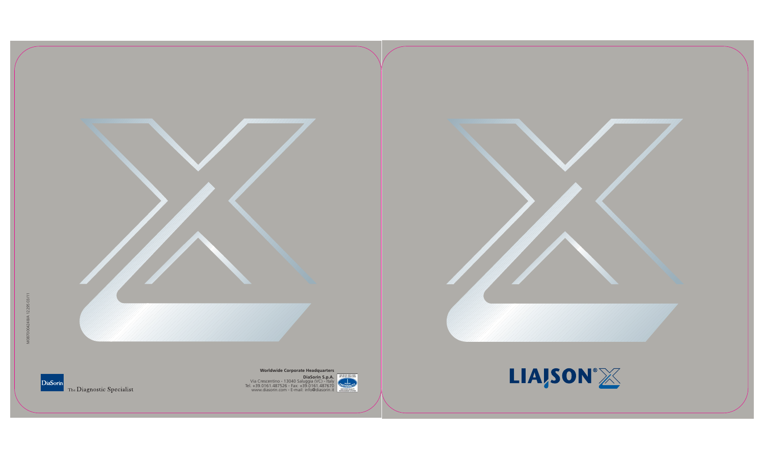M0870004248/A 1229S 03/11

DiaSorin The Diagnostic Specialist

**Worldwide Corporate Headquarters**

**DiaSorin S.p.A.**
Via Crescentino - 13040 Saluggia (VC) - Italy
Tel. +39.0161.487526 - Fax: +39.0161.487670
www.diasorin.com - E-mail: info@diasorin.it

LIAISON® X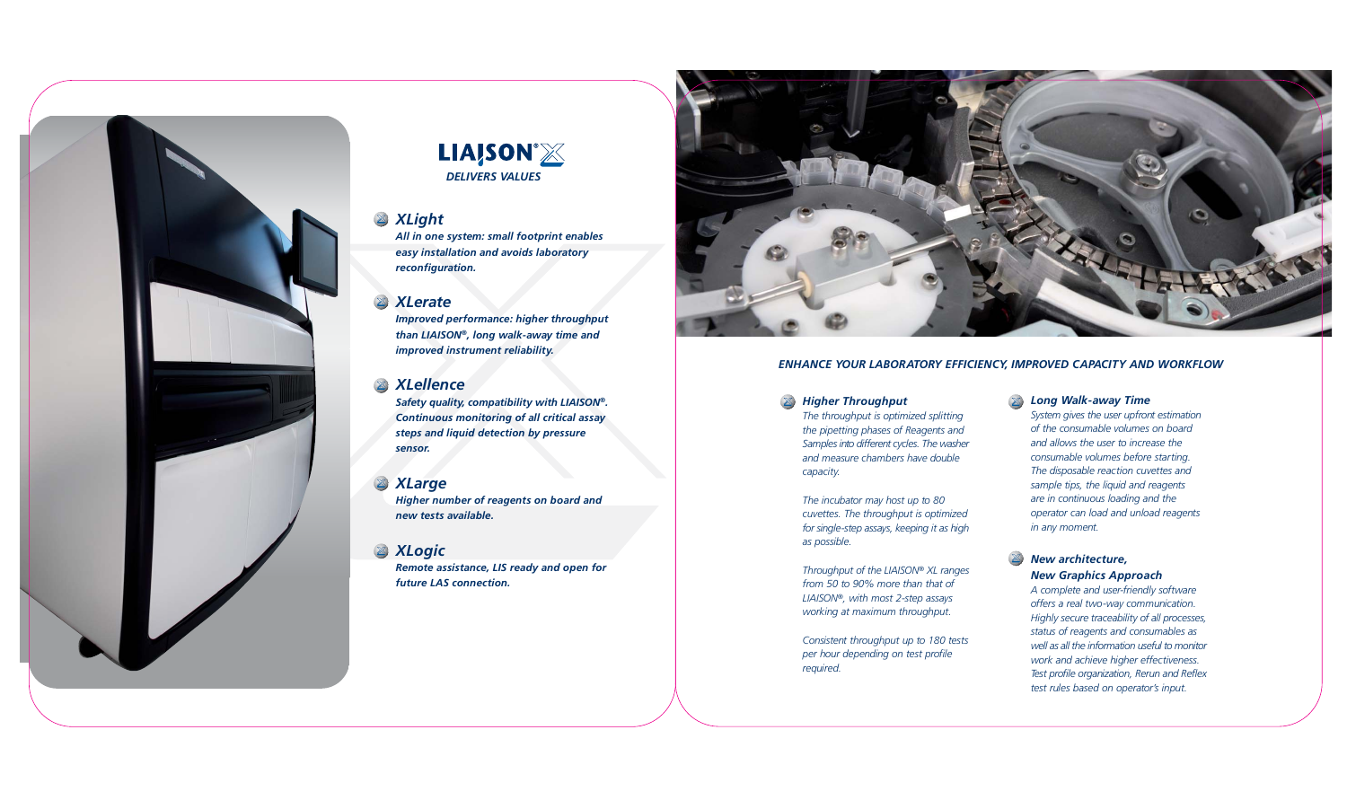# LIAISON® XL

**DELIVERS VALUES**

### XLight

***All in one system: small footprint enables easy installation and avoids laboratory reconfiguration.***

### XLerate

***Improved performance: higher throughput than LIAISON®, long walk-away time and improved instrument reliability.***

### XLellence

***Safety quality, compatibility with LIAISON®. Continuous monitoring of all critical assay steps and liquid detection by pressure sensor.***

### XLarge

***Higher number of reagents on board and new tests available.***

### XLogic

***Remote assistance, LIS ready and open for future LAS connection.***

## ENHANCE YOUR LABORATORY EFFICIENCY, IMPROVED CAPACITY AND WORKFLOW

### Higher Throughput

*The throughput is optimized splitting the pipetting phases of Reagents and Samples into different cycles. The washer and measure chambers have double capacity.*

*The incubator may host up to 80 cuvettes. The throughput is optimized for single-step assays, keeping it as high as possible.*

*Throughput of the LIAISON® XL ranges from 50 to 90% more than that of LIAISON®, with most 2-step assays working at maximum throughput.*

*Consistent throughput up to 180 tests per hour depending on test profile required.*

### Long Walk-away Time

*System gives the user upfront estimation of the consumable volumes on board and allows the user to increase the consumable volumes before starting. The disposable reaction cuvettes and sample tips, the liquid and reagents are in continuous loading and the operator can load and unload reagents in any moment.*

### New architecture, New Graphics Approach

*A complete and user-friendly software offers a real two-way communication. Highly secure traceability of all processes, status of reagents and consumables as well as all the information useful to monitor work and achieve higher effectiveness. Test profile organization, Rerun and Reflex test rules based on operator's input.*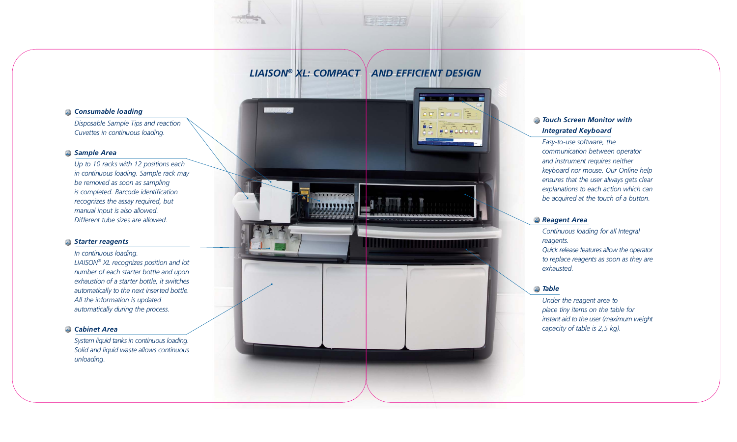# LIAISON® XL: COMPACT AND EFFICIENT DESIGN

### Consumable loading

*Disposable Sample Tips and reaction Cuvettes in continuous loading.*

### Sample Area

*Up to 10 racks with 12 positions each in continuous loading. Sample rack may be removed as soon as sampling is completed. Barcode identification recognizes the assay required, but manual input is also allowed. Different tube sizes are allowed.*

### Starter reagents

*In continuous loading. LIAISON® XL recognizes position and lot number of each starter bottle and upon exhaustion of a starter bottle, it switches automatically to the next inserted bottle. All the information is updated automatically during the process.*

### Cabinet Area

*System liquid tanks in continuous loading. Solid and liquid waste allows continuous unloading.*

### Touch Screen Monitor with Integrated Keyboard

*Easy-to-use software, the communication between operator and instrument requires neither keyboard nor mouse. Our Online help ensures that the user always gets clear explanations to each action which can be acquired at the touch of a button.*

### Reagent Area

*Continuous loading for all Integral reagents. Quick release features allow the operator to replace reagents as soon as they are exhausted.*

### Table

*Under the reagent area to place tiny items on the table for instant aid to the user (maximum weight capacity of table is 2,5 kg).*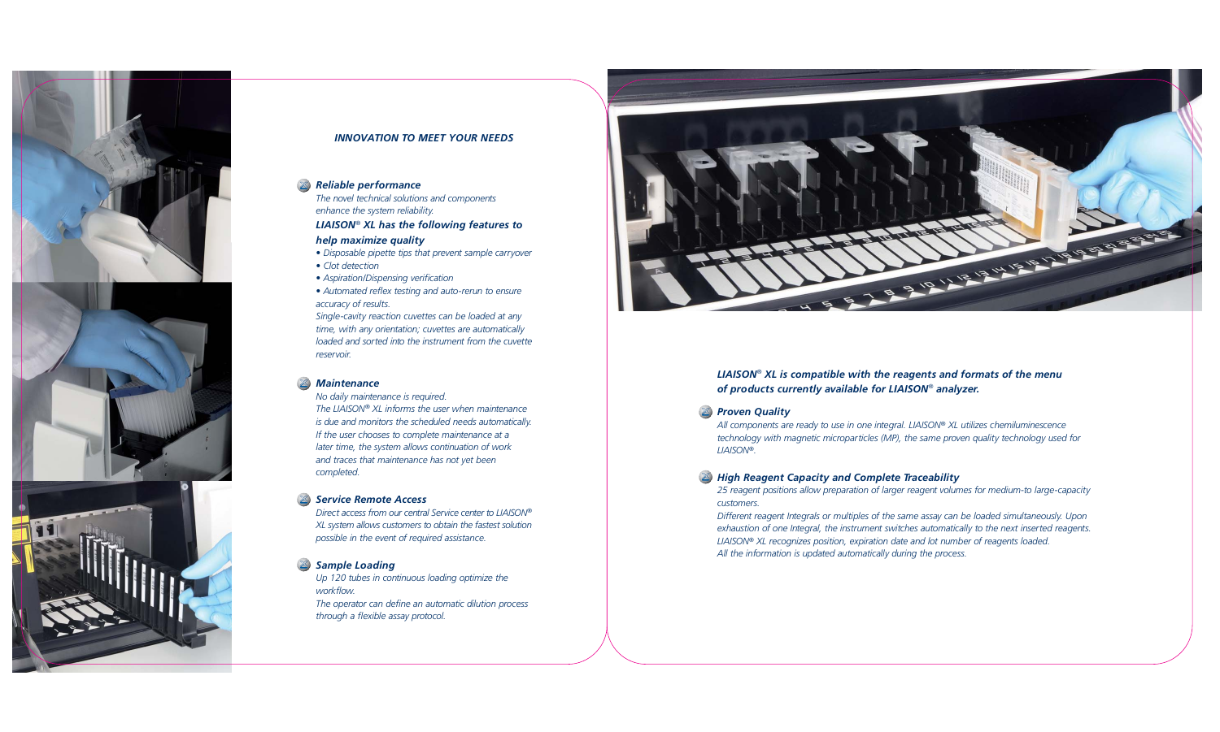## *INNOVATION TO MEET YOUR NEEDS*

### *Reliable performance*

*The novel technical solutions and components enhance the system reliability.*

***LIAISON® XL has the following features to help maximize quality***

- *Disposable pipette tips that prevent sample carryover*
- *Clot detection*
- *Aspiration/Dispensing verification*
- *Automated reflex testing and auto-rerun to ensure accuracy of results.*

*Single-cavity reaction cuvettes can be loaded at any time, with any orientation; cuvettes are automatically loaded and sorted into the instrument from the cuvette reservoir.*

### *Maintenance*

*No daily maintenance is required.*

*The LIAISON® XL informs the user when maintenance is due and monitors the scheduled needs automatically. If the user chooses to complete maintenance at a later time, the system allows continuation of work and traces that maintenance has not yet been completed.*

### *Service Remote Access*

*Direct access from our central Service center to LIAISON® XL system allows customers to obtain the fastest solution possible in the event of required assistance.*

### *Sample Loading*

*Up 120 tubes in continuous loading optimize the workflow.*

*The operator can define an automatic dilution process through a flexible assay protocol.*

***LIAISON® XL is compatible with the reagents and formats of the menu of products currently available for LIAISON® analyzer.***

### *Proven Quality*

*All components are ready to use in one integral. LIAISON® XL utilizes chemiluminescence technology with magnetic microparticles (MP), the same proven quality technology used for LIAISON®.*

### *High Reagent Capacity and Complete Traceability*

*25 reagent positions allow preparation of larger reagent volumes for medium-to large-capacity customers.*

*Different reagent Integrals or multiples of the same assay can be loaded simultaneously. Upon exhaustion of one Integral, the instrument switches automatically to the next inserted reagents. LIAISON® XL recognizes position, expiration date and lot number of reagents loaded. All the information is updated automatically during the process.*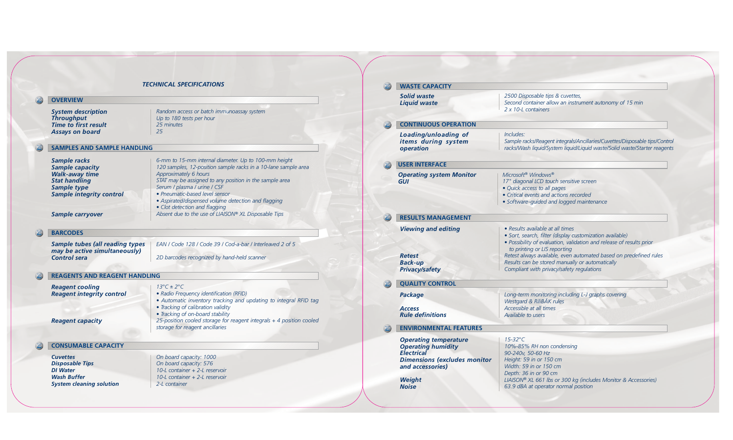# TECHNICAL SPECIFICATIONS

## OVERVIEW

| | |
|---|---|
| **System description** | Random access or batch immunoassay system |
| **Throughput** | Up to 180 tests per hour |
| **Time to first result** | 25 minutes |
| **Assays on board** | 25 |

## SAMPLES AND SAMPLE HANDLING

| | |
|---|---|
| **Sample racks** | 6-mm to 15-mm internal diameter. Up to 100-mm height |
| **Sample capacity** | 120 samples, 12-position sample racks in a 10-lane sample area |
| **Walk-away time** | Approximately 6 hours |
| **Stat handling** | STAT may be assigned to any position in the sample area |
| **Sample type** | Serum / plasma / urine / CSF |
| **Sample integrity control** | • Pneumatic-based level sensor<br>• Aspirated/dispensed volume detection and flagging<br>• Clot detection and flagging |
| **Sample carryover** | Absent due to the use of LIAISON® XL Disposable Tips |

## BARCODES

| | |
|---|---|
| **Sample tubes (all reading types may be active simultaneously)** | EAN / Code 128 / Code 39 / Cod-a-bar / Interleaved 2 of 5 |
| **Control sera** | 2D barcodes recognized by hand-held scanner |

## REAGENTS AND REAGENT HANDLING

| | |
|---|---|
| **Reagent cooling** | 13°C ± 2°C |
| **Reagent integrity control** | • Radio Frequency identification (RFID)<br>• Automatic inventory tracking and updating to integral RFID tag<br>• Tracking of calibration validity<br>• Tracking of on-board stability |
| **Reagent capacity** | 25-position cooled storage for reagent integrals + 4 position cooled storage for reagent ancillaries |

## CONSUMABLE CAPACITY

| | |
|---|---|
| **Cuvettes** | On board capacity: 1000 |
| **Disposable Tips** | On board capacity: 576 |
| **DI Water** | 10-L container + 2-L reservoir |
| **Wash Buffer** | 10-L container + 2-L reservoir |
| **System cleaning solution** | 2-L container |

## WASTE CAPACITY

| | |
|---|---|
| **Solid waste** | 2500 Disposable tips & cuvettes, Second container allow an instrument autonomy of 15 min |
| **Liquid waste** | 2 x 10-L containers |

## CONTINUOUS OPERATION

| | |
|---|---|
| **Loading/unloading of items during system operation** | Includes:<br>Sample racks/Reagent integrals/Ancillaries/Cuvettes/Disposable tips/Control racks/Wash liquid/System liquid/Liquid waste/Solid waste/Starter reagents |

## USER INTERFACE

| | |
|---|---|
| **Operating system Monitor** | Microsoft® Windows® |
| **GUI** | 17" diagonal LCD touch sensitive screen<br>• Quick access to all pages<br>• Critical events and actions recorded<br>• Software-guided and logged maintenance |

## RESULTS MANAGEMENT

| | |
|---|---|
| **Viewing and editing** | • Results available at all times<br>• Sort, search, filter (display customization available)<br>• Possibility of evaluation, validation and release of results prior to printing or LIS reporting |
| **Retest** | Retest always available, even automated based on predefined rules |
| **Back-up** | Results can be stored manually or automatically |
| **Privacy/safety** | Compliant with privacy/safety regulations |

## QUALITY CONTROL

| | |
|---|---|
| **Package** | Long-term monitoring including L-J graphs covering Westgard & RiliBÄK rules |
| **Access** | Accessible at all times |
| **Rule definitions** | Available to users |

## ENVIRONMENTAL FEATURES

| | |
|---|---|
| **Operating temperature** | 15-32°C |
| **Operating humidity** | 10%-85% RH non condensing |
| **Electrical** | 90-240v, 50-60 Hz |
| **Dimensions (excludes monitor and accessories)** | Height: 59 in or 150 cm<br>Width: 59 in or 150 cm<br>Depth: 36 in or 90 cm |
| **Weight** | LIAISON® XL 661 lbs or 300 kg (includes Monitor & Accessories) |
| **Noise** | 63.9 dBA at operator normal position |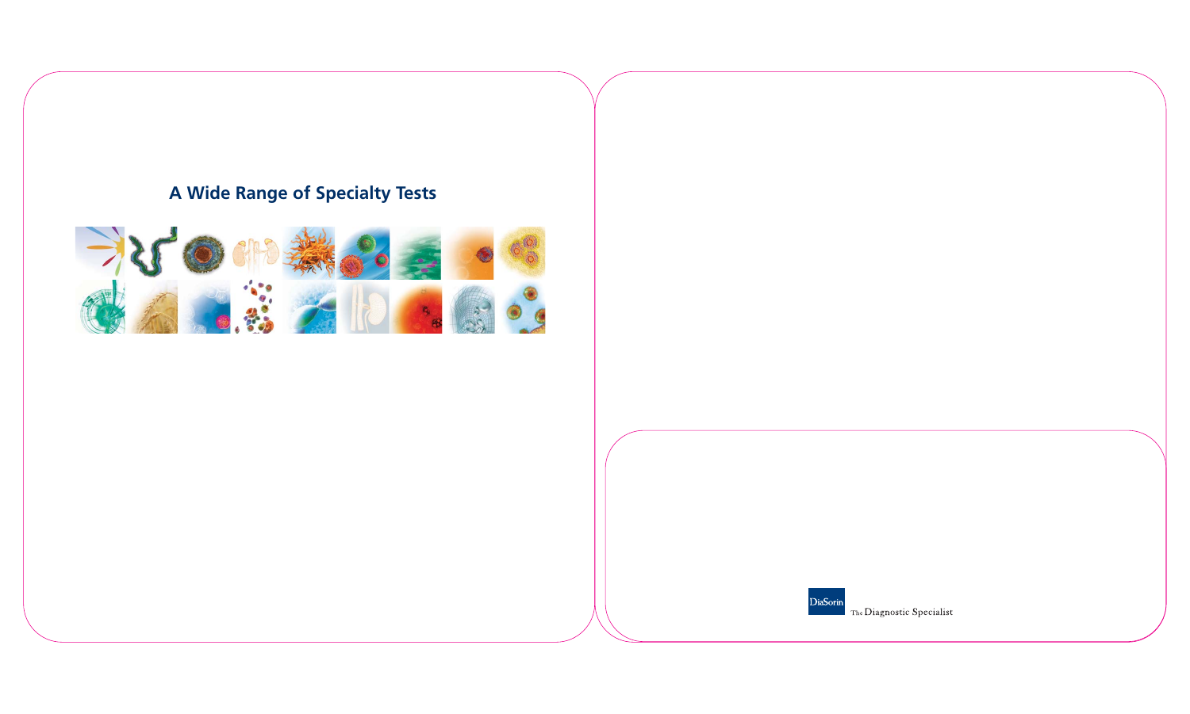## A Wide Range of Specialty Tests

DiaSorin

The Diagnostic Specialist